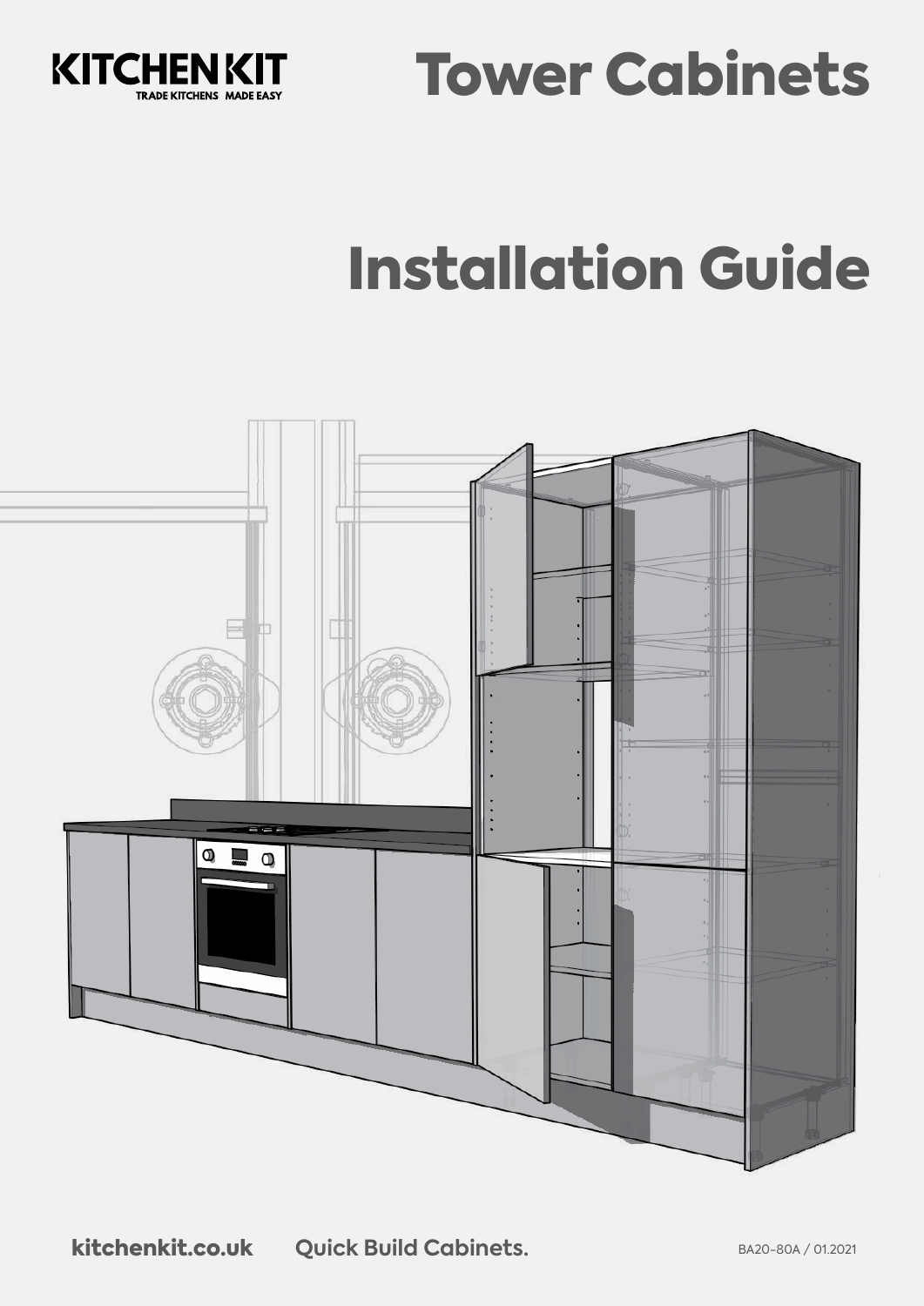KITCHEN KIT
TRADE KITCHENS MADE EASY

# Tower Cabinets

# Installation Guide

kitchenkit.co.uk **Quick Build Cabinets.**

BA20-80A / 01.2021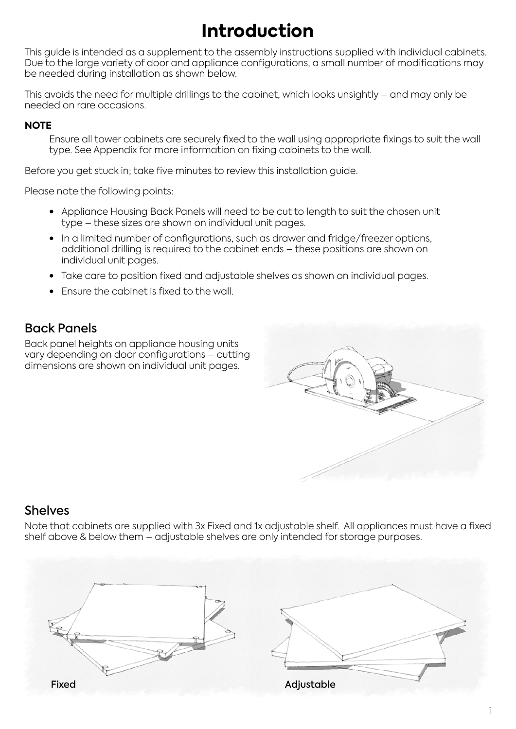# Introduction

This guide is intended as a supplement to the assembly instructions supplied with individual cabinets. Due to the large variety of door and appliance configurations, a small number of modifications may be needed during installation as shown below.

This avoids the need for multiple drillings to the cabinet, which looks unsightly – and may only be needed on rare occasions.

**NOTE**

Ensure all tower cabinets are securely fixed to the wall using appropriate fixings to suit the wall type. See Appendix for more information on fixing cabinets to the wall.

Before you get stuck in; take five minutes to review this installation guide.

Please note the following points:

- Appliance Housing Back Panels will need to be cut to length to suit the chosen unit type – these sizes are shown on individual unit pages.
- In a limited number of configurations, such as drawer and fridge/freezer options, additional drilling is required to the cabinet ends – these positions are shown on individual unit pages.
- Take care to position fixed and adjustable shelves as shown on individual pages.
- Ensure the cabinet is fixed to the wall.

## Back Panels

Back panel heights on appliance housing units vary depending on door configurations – cutting dimensions are shown on individual unit pages.

## Shelves

Note that cabinets are supplied with 3x Fixed and 1x adjustable shelf. All appliances must have a fixed shelf above & below them – adjustable shelves are only intended for storage purposes.

Fixed

Adjustable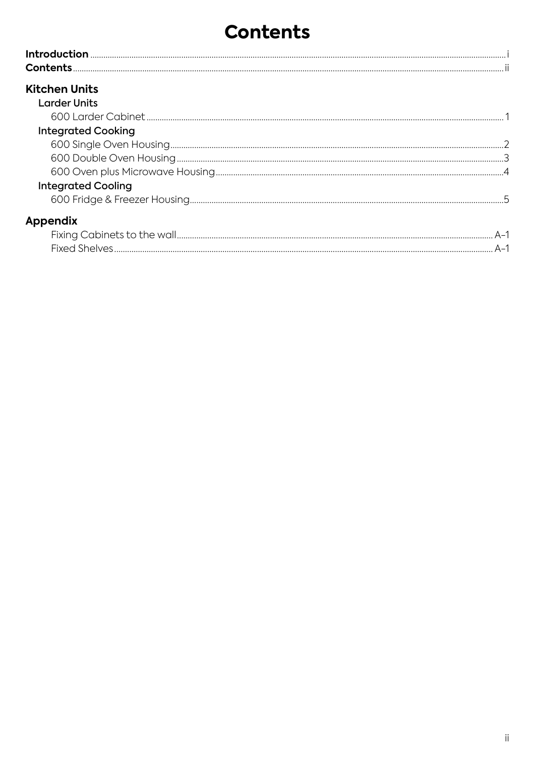# Contents

**Introduction** ........ i
**Contents** ........ ii

## Kitchen Units

### Larder Units

600 Larder Cabinet ........ 1

### Integrated Cooking

600 Single Oven Housing ........ 2
600 Double Oven Housing ........ 3
600 Oven plus Microwave Housing ........ 4

### Integrated Cooling

600 Fridge & Freezer Housing ........ 5

## Appendix

Fixing Cabinets to the wall ........ A-1
Fixed Shelves ........ A-1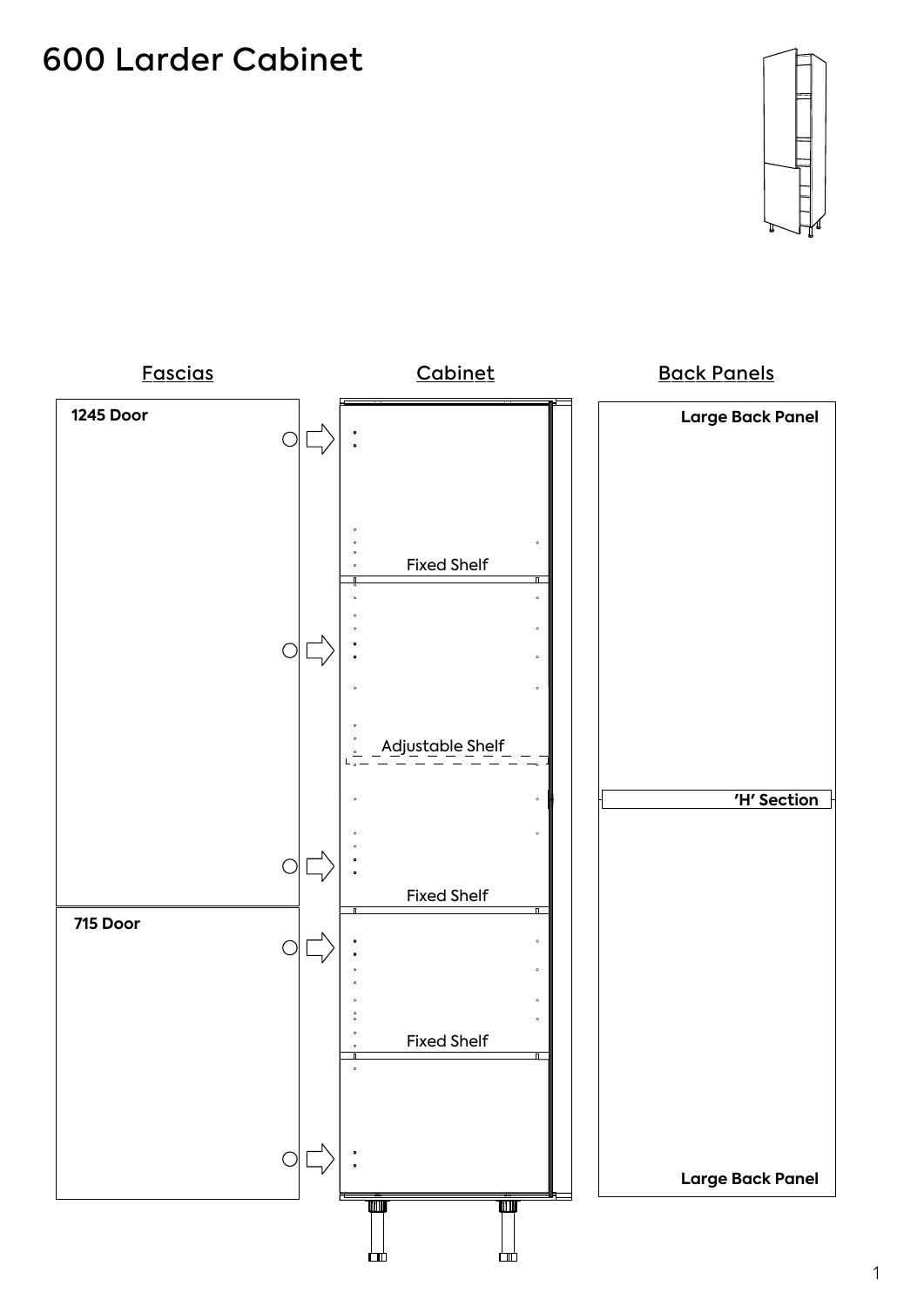# 600 Larder Cabinet

## Fascias

**1245 Door**

**715 Door**

## Cabinet

Fixed Shelf

Adjustable Shelf

Fixed Shelf

Fixed Shelf

## Back Panels

**Large Back Panel**

**'H' Section**

**Large Back Panel**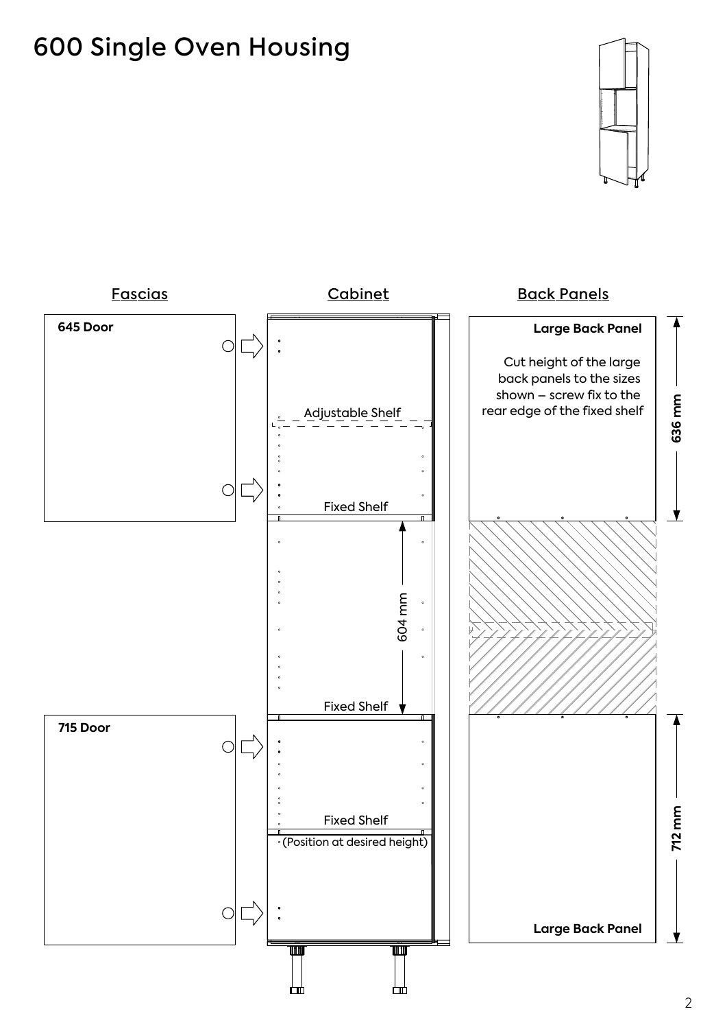# 600 Single Oven Housing

## Fascias

**645 Door**

**715 Door**

## Cabinet

Adjustable Shelf

Fixed Shelf

604 mm

Fixed Shelf

Fixed Shelf

(Position at desired height)

## Back Panels

**Large Back Panel**

Cut height of the large back panels to the sizes shown – screw fix to the rear edge of the fixed shelf

636 mm

712 mm

**Large Back Panel**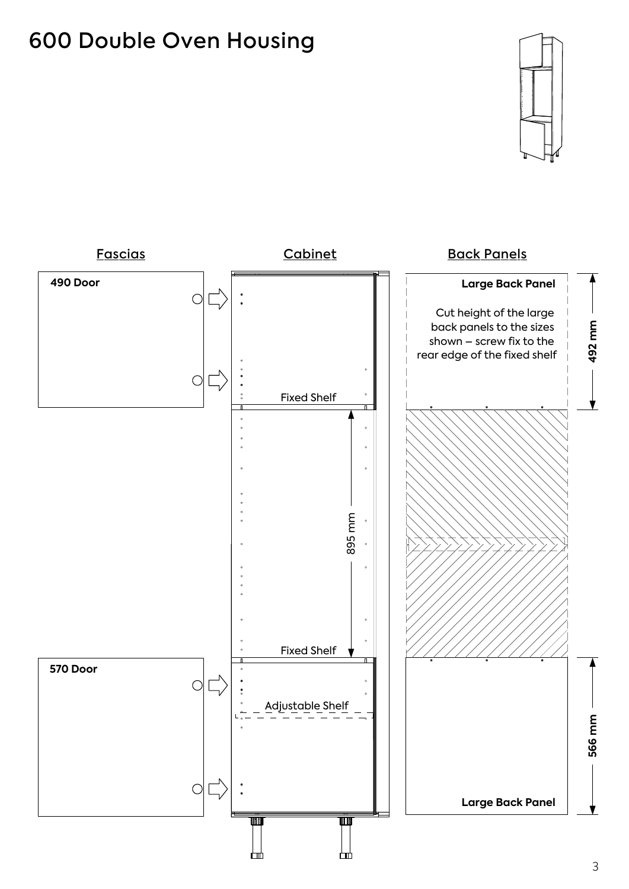# 600 Double Oven Housing

## Fascias

**490 Door**

**570 Door**

## Cabinet

Fixed Shelf

895 mm

Fixed Shelf

Adjustable Shelf

## Back Panels

**Large Back Panel**

Cut height of the large back panels to the sizes shown – screw fix to the rear edge of the fixed shelf

492 mm

566 mm

**Large Back Panel**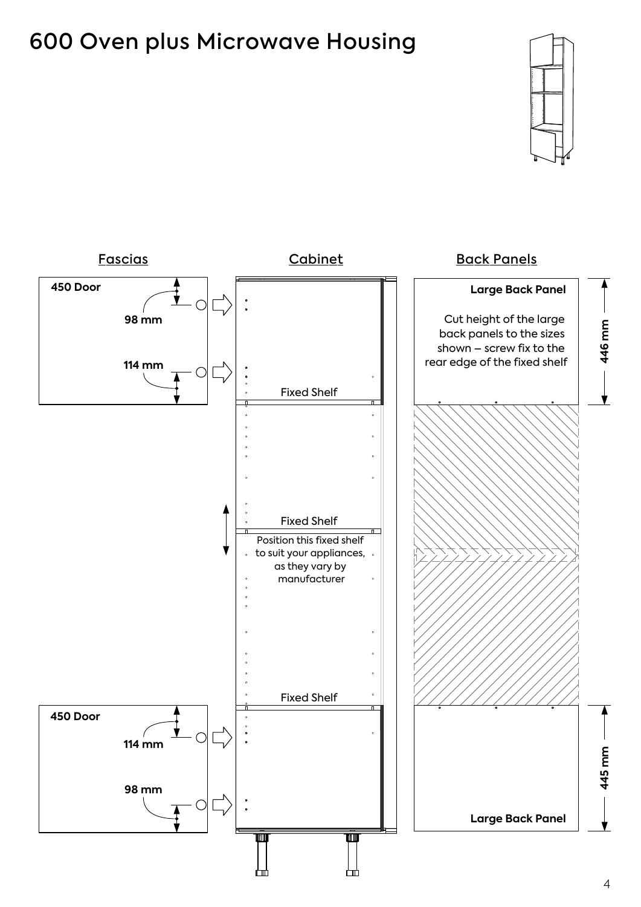# 600 Oven plus Microwave Housing

**Fascias**

**450 Door**

98 mm

114 mm

**450 Door**

114 mm

98 mm

**Cabinet**

Fixed Shelf

Fixed Shelf

Position this fixed shelf to suit your appliances, as they vary by manufacturer

Fixed Shelf

**Back Panels**

**Large Back Panel**

Cut height of the large back panels to the sizes shown – screw fix to the rear edge of the fixed shelf

446 mm

445 mm

**Large Back Panel**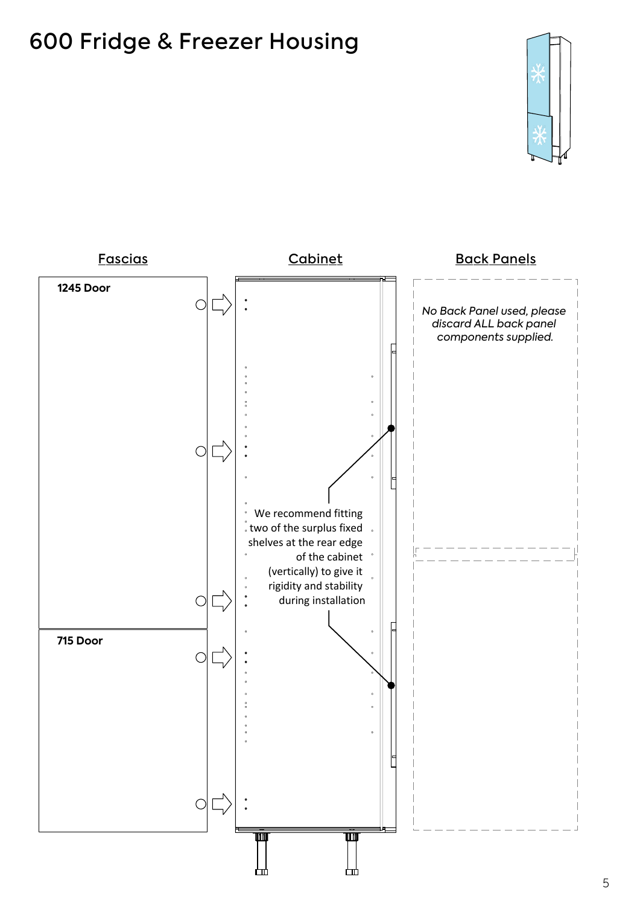# 600 Fridge & Freezer Housing

## Fascias

**1245 Door**

**715 Door**

## Cabinet

We recommend fitting two of the surplus fixed shelves at the rear edge of the cabinet (vertically) to give it rigidity and stability during installation

## Back Panels

*No Back Panel used, please discard ALL back panel components supplied.*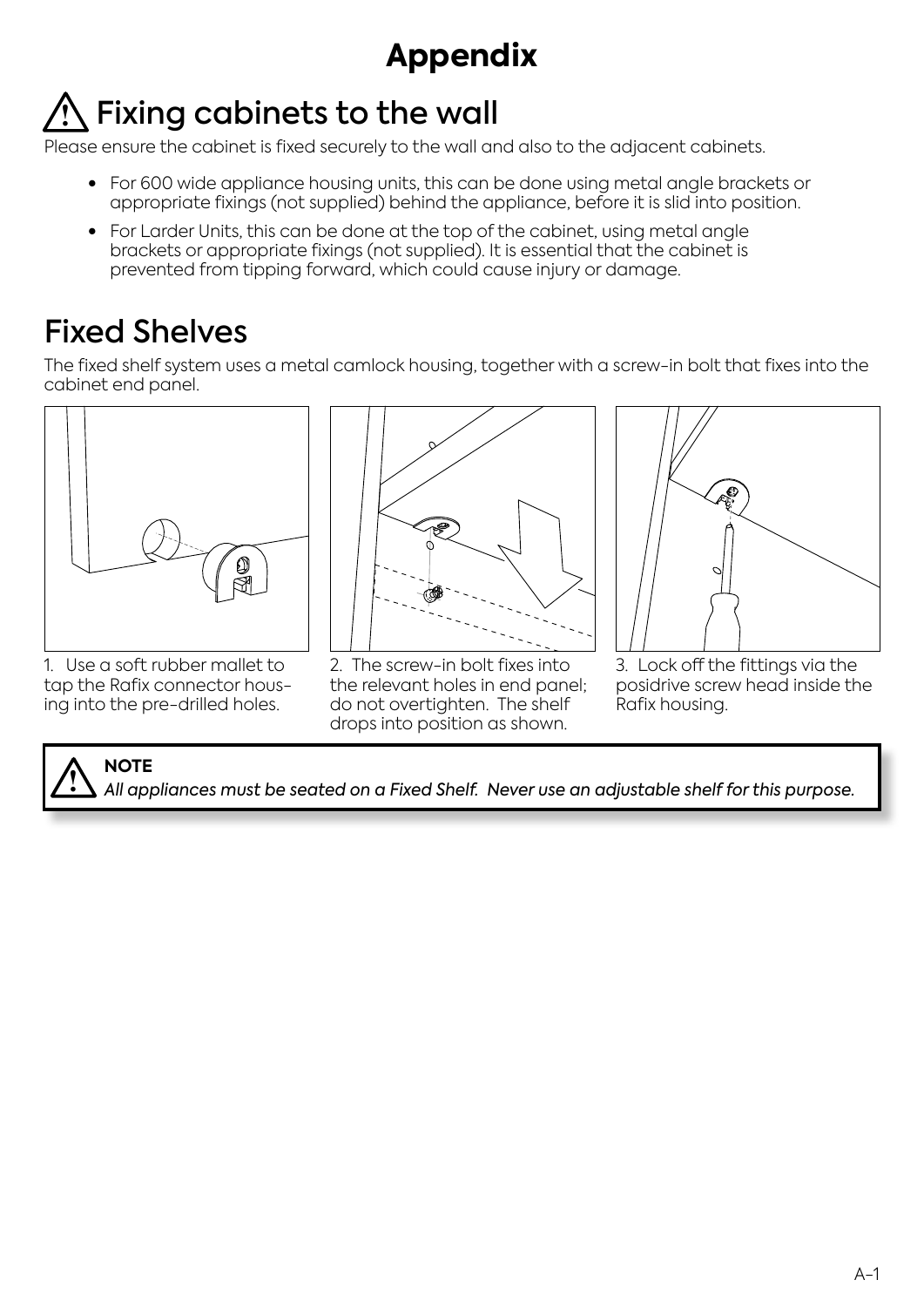# Appendix

## ⚠ Fixing cabinets to the wall

Please ensure the cabinet is fixed securely to the wall and also to the adjacent cabinets.

- For 600 wide appliance housing units, this can be done using metal angle brackets or appropriate fixings (not supplied) behind the appliance, before it is slid into position.
- For Larder Units, this can be done at the top of the cabinet, using metal angle brackets or appropriate fixings (not supplied). It is essential that the cabinet is prevented from tipping forward, which could cause injury or damage.

## Fixed Shelves

The fixed shelf system uses a metal camlock housing, together with a screw-in bolt that fixes into the cabinet end panel.

1. Use a soft rubber mallet to tap the Rafix connector housing into the pre-drilled holes.

2. The screw-in bolt fixes into the relevant holes in end panel; do not overtighten. The shelf drops into position as shown.

3. Lock off the fittings via the posidrive screw head inside the Rafix housing.

> ⚠ **NOTE**
> *All appliances must be seated on a Fixed Shelf. Never use an adjustable shelf for this purpose.*